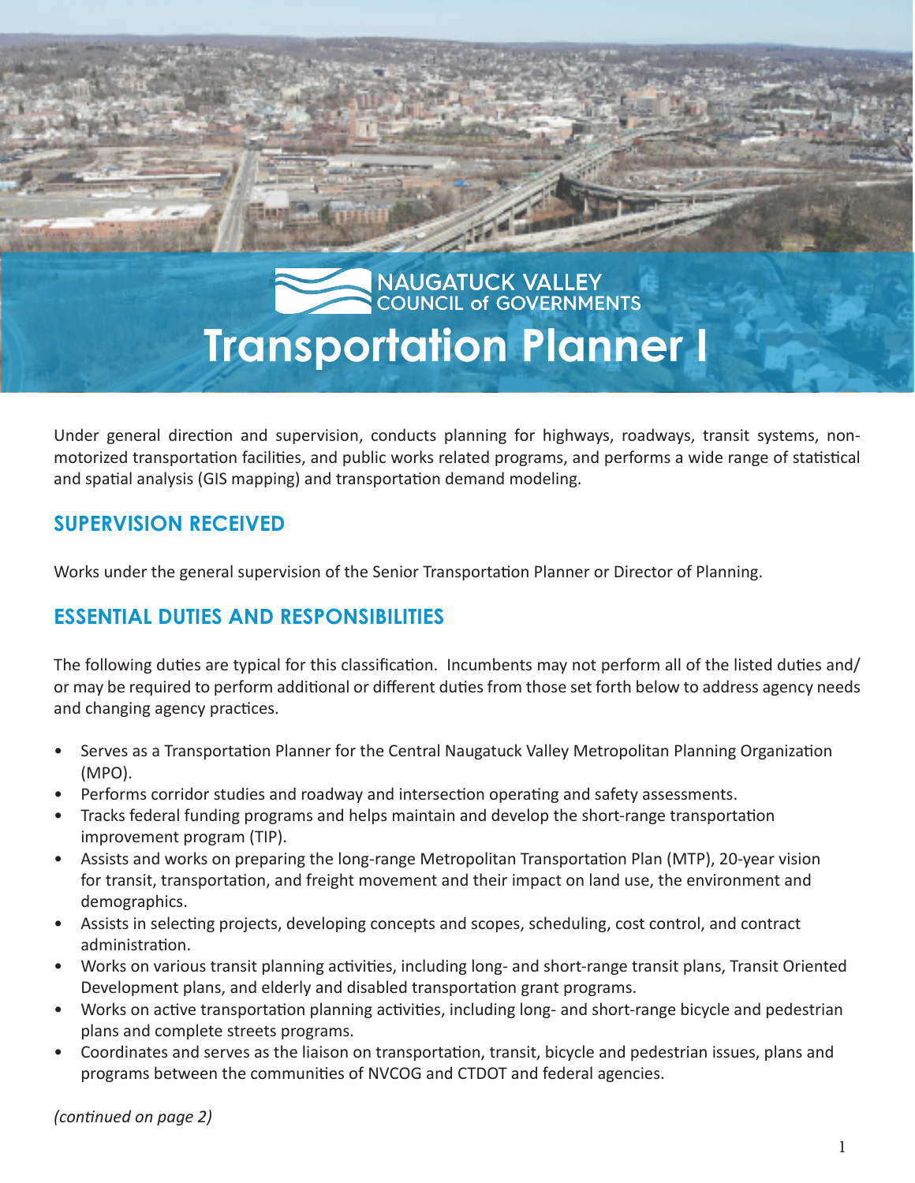NAUGATUCK VALLEY COUNCIL of GOVERNMENTS

# Transportation Planner I

Under general direction and supervision, conducts planning for highways, roadways, transit systems, non-motorized transportation facilities, and public works related programs, and performs a wide range of statistical and spatial analysis (GIS mapping) and transportation demand modeling.

## SUPERVISION RECEIVED

Works under the general supervision of the Senior Transportation Planner or Director of Planning.

## ESSENTIAL DUTIES AND RESPONSIBILITIES

The following duties are typical for this classification. Incumbents may not perform all of the listed duties and/or may be required to perform additional or different duties from those set forth below to address agency needs and changing agency practices.

- Serves as a Transportation Planner for the Central Naugatuck Valley Metropolitan Planning Organization (MPO).
- Performs corridor studies and roadway and intersection operating and safety assessments.
- Tracks federal funding programs and helps maintain and develop the short-range transportation improvement program (TIP).
- Assists and works on preparing the long-range Metropolitan Transportation Plan (MTP), 20-year vision for transit, transportation, and freight movement and their impact on land use, the environment and demographics.
- Assists in selecting projects, developing concepts and scopes, scheduling, cost control, and contract administration.
- Works on various transit planning activities, including long- and short-range transit plans, Transit Oriented Development plans, and elderly and disabled transportation grant programs.
- Works on active transportation planning activities, including long- and short-range bicycle and pedestrian plans and complete streets programs.
- Coordinates and serves as the liaison on transportation, transit, bicycle and pedestrian issues, plans and programs between the communities of NVCOG and CTDOT and federal agencies.

*(continued on page 2)*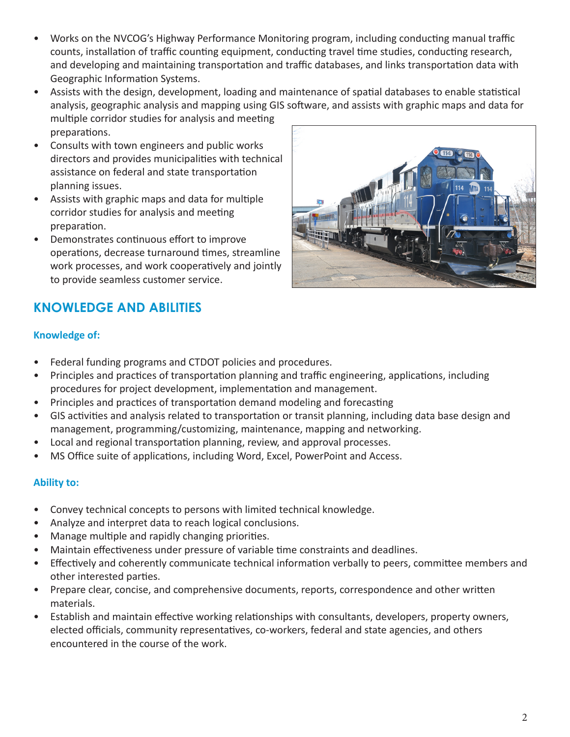- Works on the NVCOG's Highway Performance Monitoring program, including conducting manual traffic counts, installation of traffic counting equipment, conducting travel time studies, conducting research, and developing and maintaining transportation and traffic databases, and links transportation data with Geographic Information Systems.
- Assists with the design, development, loading and maintenance of spatial databases to enable statistical analysis, geographic analysis and mapping using GIS software, and assists with graphic maps and data for multiple corridor studies for analysis and meeting preparations.
- Consults with town engineers and public works directors and provides municipalities with technical assistance on federal and state transportation planning issues.
- Assists with graphic maps and data for multiple corridor studies for analysis and meeting preparation.
- Demonstrates continuous effort to improve operations, decrease turnaround times, streamline work processes, and work cooperatively and jointly to provide seamless customer service.

## KNOWLEDGE AND ABILITIES

### Knowledge of:

- Federal funding programs and CTDOT policies and procedures.
- Principles and practices of transportation planning and traffic engineering, applications, including procedures for project development, implementation and management.
- Principles and practices of transportation demand modeling and forecasting
- GIS activities and analysis related to transportation or transit planning, including data base design and management, programming/customizing, maintenance, mapping and networking.
- Local and regional transportation planning, review, and approval processes.
- MS Office suite of applications, including Word, Excel, PowerPoint and Access.

### Ability to:

- Convey technical concepts to persons with limited technical knowledge.
- Analyze and interpret data to reach logical conclusions.
- Manage multiple and rapidly changing priorities.
- Maintain effectiveness under pressure of variable time constraints and deadlines.
- Effectively and coherently communicate technical information verbally to peers, committee members and other interested parties.
- Prepare clear, concise, and comprehensive documents, reports, correspondence and other written materials.
- Establish and maintain effective working relationships with consultants, developers, property owners, elected officials, community representatives, co-workers, federal and state agencies, and others encountered in the course of the work.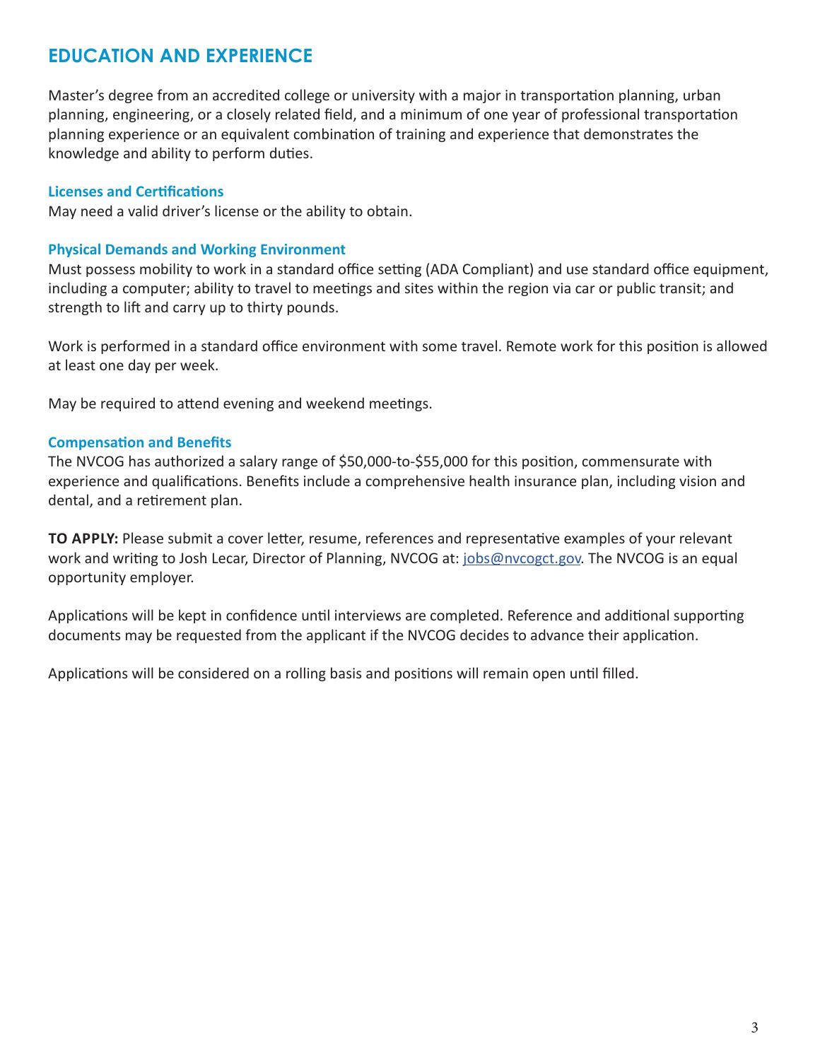## EDUCATION AND EXPERIENCE

Master's degree from an accredited college or university with a major in transportation planning, urban planning, engineering, or a closely related field, and a minimum of one year of professional transportation planning experience or an equivalent combination of training and experience that demonstrates the knowledge and ability to perform duties.

### Licenses and Certifications

May need a valid driver's license or the ability to obtain.

### Physical Demands and Working Environment

Must possess mobility to work in a standard office setting (ADA Compliant) and use standard office equipment, including a computer; ability to travel to meetings and sites within the region via car or public transit; and strength to lift and carry up to thirty pounds.

Work is performed in a standard office environment with some travel. Remote work for this position is allowed at least one day per week.

May be required to attend evening and weekend meetings.

### Compensation and Benefits

The NVCOG has authorized a salary range of $50,000-to-$55,000 for this position, commensurate with experience and qualifications. Benefits include a comprehensive health insurance plan, including vision and dental, and a retirement plan.

**TO APPLY:** Please submit a cover letter, resume, references and representative examples of your relevant work and writing to Josh Lecar, Director of Planning, NVCOG at: jobs@nvcogct.gov. The NVCOG is an equal opportunity employer.

Applications will be kept in confidence until interviews are completed. Reference and additional supporting documents may be requested from the applicant if the NVCOG decides to advance their application.

Applications will be considered on a rolling basis and positions will remain open until filled.